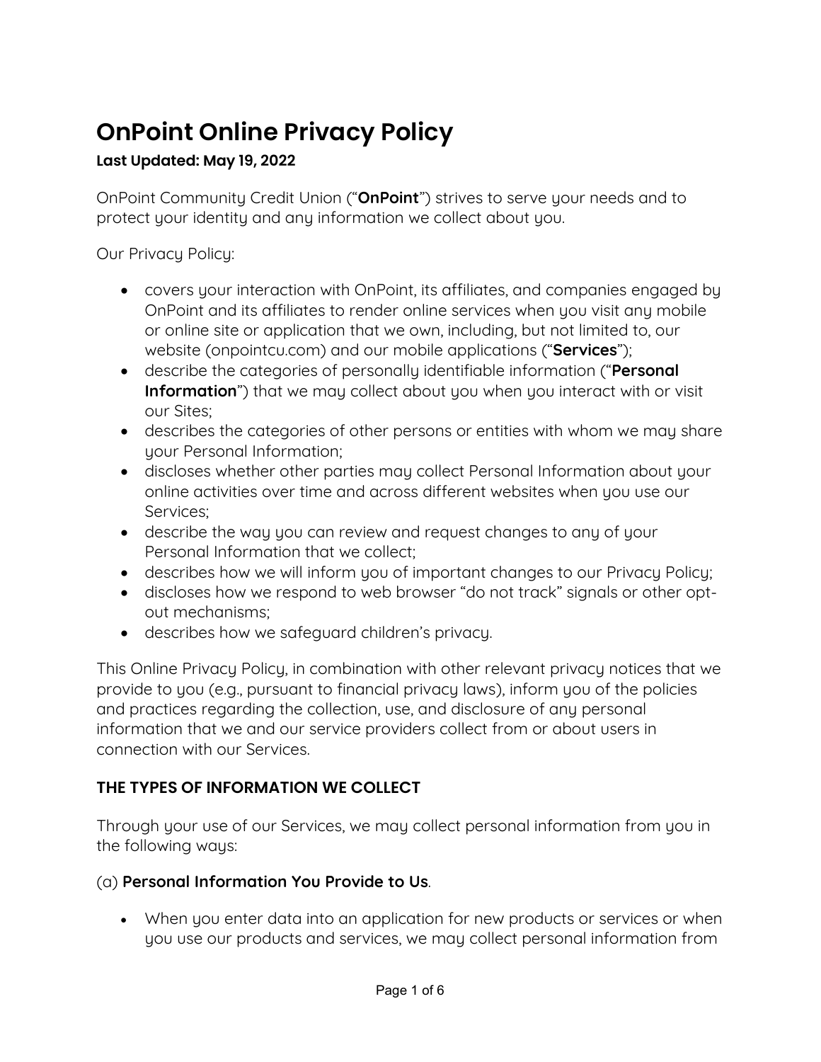# OnPoint Online Privacy Policy

**Last Updated: May 19, 2022**

OnPoint Community Credit Union ("**OnPoint**") strives to serve your needs and to protect your identity and any information we collect about you.

Our Privacy Policy:

- covers your interaction with OnPoint, its affiliates, and companies engaged by OnPoint and its affiliates to render online services when you visit any mobile or online site or application that we own, including, but not limited to, our website (onpointcu.com) and our mobile applications ("**Services**");
- describe the categories of personally identifiable information ("**Personal Information**") that we may collect about you when you interact with or visit our Sites;
- describes the categories of other persons or entities with whom we may share your Personal Information;
- discloses whether other parties may collect Personal Information about your online activities over time and across different websites when you use our Services;
- describe the way you can review and request changes to any of your Personal Information that we collect;
- describes how we will inform you of important changes to our Privacy Policy;
- discloses how we respond to web browser "do not track" signals or other opt-out mechanisms;
- describes how we safeguard children's privacy.

This Online Privacy Policy, in combination with other relevant privacy notices that we provide to you (e.g., pursuant to financial privacy laws), inform you of the policies and practices regarding the collection, use, and disclosure of any personal information that we and our service providers collect from or about users in connection with our Services.

### THE TYPES OF INFORMATION WE COLLECT

Through your use of our Services, we may collect personal information from you in the following ways:

(a) **Personal Information You Provide to Us**.

- When you enter data into an application for new products or services or when you use our products and services, we may collect personal information from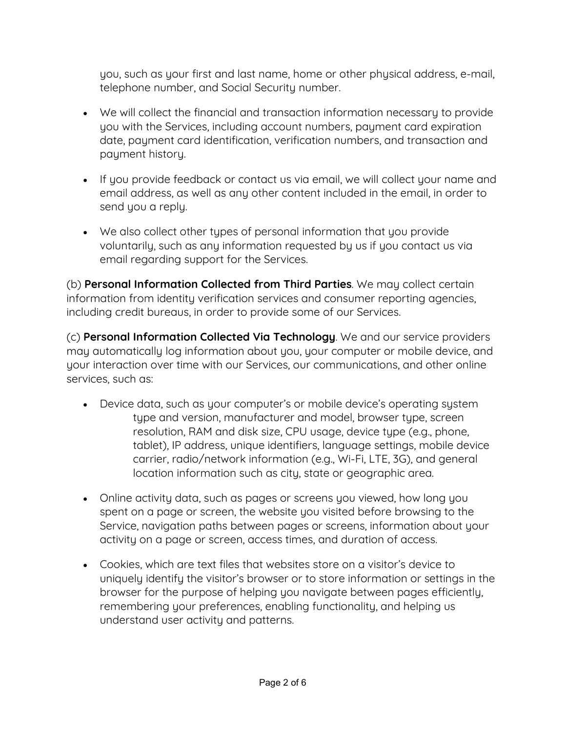you, such as your first and last name, home or other physical address, e-mail, telephone number, and Social Security number.

- We will collect the financial and transaction information necessary to provide you with the Services, including account numbers, payment card expiration date, payment card identification, verification numbers, and transaction and payment history.
- If you provide feedback or contact us via email, we will collect your name and email address, as well as any other content included in the email, in order to send you a reply.
- We also collect other types of personal information that you provide voluntarily, such as any information requested by us if you contact us via email regarding support for the Services.

(b) **Personal Information Collected from Third Parties**. We may collect certain information from identity verification services and consumer reporting agencies, including credit bureaus, in order to provide some of our Services.

(c) **Personal Information Collected Via Technology**. We and our service providers may automatically log information about you, your computer or mobile device, and your interaction over time with our Services, our communications, and other online services, such as:

- Device data, such as your computer's or mobile device's operating system type and version, manufacturer and model, browser type, screen resolution, RAM and disk size, CPU usage, device type (e.g., phone, tablet), IP address, unique identifiers, language settings, mobile device carrier, radio/network information (e.g., Wi-Fi, LTE, 3G), and general location information such as city, state or geographic area.
- Online activity data, such as pages or screens you viewed, how long you spent on a page or screen, the website you visited before browsing to the Service, navigation paths between pages or screens, information about your activity on a page or screen, access times, and duration of access.
- Cookies, which are text files that websites store on a visitor's device to uniquely identify the visitor's browser or to store information or settings in the browser for the purpose of helping you navigate between pages efficiently, remembering your preferences, enabling functionality, and helping us understand user activity and patterns.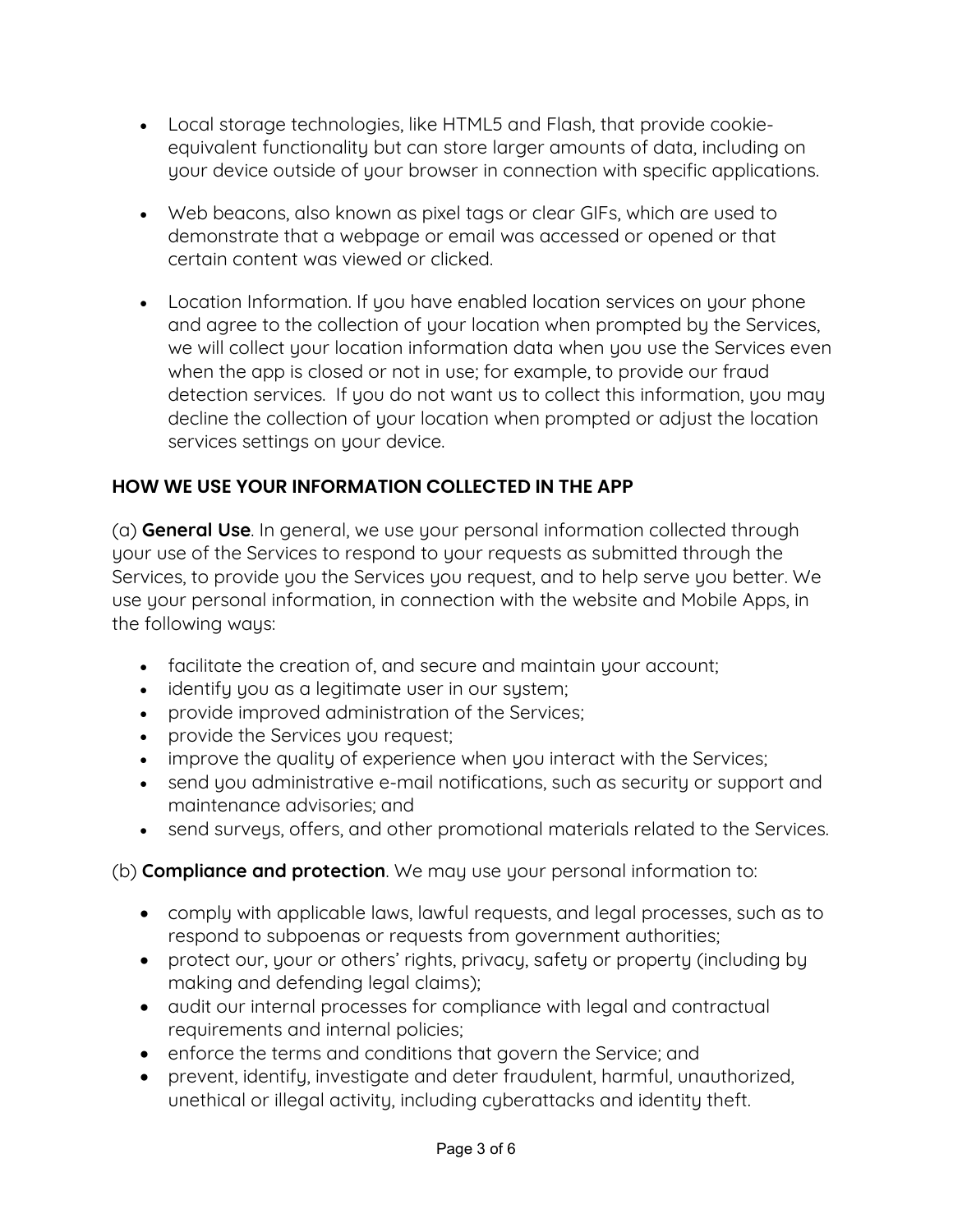- Local storage technologies, like HTML5 and Flash, that provide cookie-equivalent functionality but can store larger amounts of data, including on your device outside of your browser in connection with specific applications.

- Web beacons, also known as pixel tags or clear GIFs, which are used to demonstrate that a webpage or email was accessed or opened or that certain content was viewed or clicked.

- Location Information. If you have enabled location services on your phone and agree to the collection of your location when prompted by the Services, we will collect your location information data when you use the Services even when the app is closed or not in use; for example, to provide our fraud detection services. If you do not want us to collect this information, you may decline the collection of your location when prompted or adjust the location services settings on your device.

### HOW WE USE YOUR INFORMATION COLLECTED IN THE APP

(a) **General Use**. In general, we use your personal information collected through your use of the Services to respond to your requests as submitted through the Services, to provide you the Services you request, and to help serve you better. We use your personal information, in connection with the website and Mobile Apps, in the following ways:

- facilitate the creation of, and secure and maintain your account;
- identify you as a legitimate user in our system;
- provide improved administration of the Services;
- provide the Services you request;
- improve the quality of experience when you interact with the Services;
- send you administrative e-mail notifications, such as security or support and maintenance advisories; and
- send surveys, offers, and other promotional materials related to the Services.

(b) **Compliance and protection**. We may use your personal information to:

- comply with applicable laws, lawful requests, and legal processes, such as to respond to subpoenas or requests from government authorities;
- protect our, your or others' rights, privacy, safety or property (including by making and defending legal claims);
- audit our internal processes for compliance with legal and contractual requirements and internal policies;
- enforce the terms and conditions that govern the Service; and
- prevent, identify, investigate and deter fraudulent, harmful, unauthorized, unethical or illegal activity, including cyberattacks and identity theft.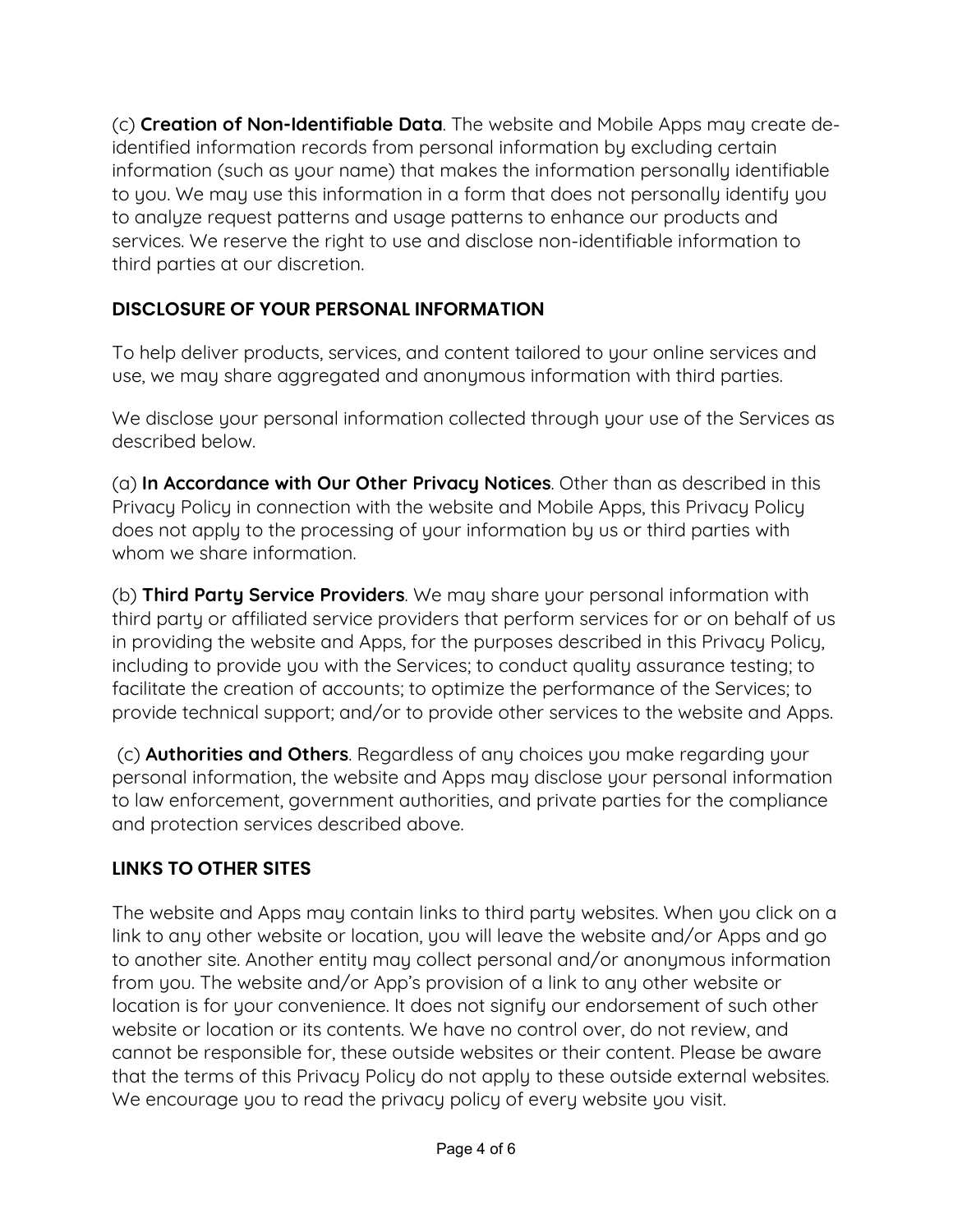(c) **Creation of Non-Identifiable Data**. The website and Mobile Apps may create de-identified information records from personal information by excluding certain information (such as your name) that makes the information personally identifiable to you. We may use this information in a form that does not personally identify you to analyze request patterns and usage patterns to enhance our products and services. We reserve the right to use and disclose non-identifiable information to third parties at our discretion.

## DISCLOSURE OF YOUR PERSONAL INFORMATION

To help deliver products, services, and content tailored to your online services and use, we may share aggregated and anonymous information with third parties.

We disclose your personal information collected through your use of the Services as described below.

(a) **In Accordance with Our Other Privacy Notices**. Other than as described in this Privacy Policy in connection with the website and Mobile Apps, this Privacy Policy does not apply to the processing of your information by us or third parties with whom we share information.

(b) **Third Party Service Providers**. We may share your personal information with third party or affiliated service providers that perform services for or on behalf of us in providing the website and Apps, for the purposes described in this Privacy Policy, including to provide you with the Services; to conduct quality assurance testing; to facilitate the creation of accounts; to optimize the performance of the Services; to provide technical support; and/or to provide other services to the website and Apps.

(c) **Authorities and Others**. Regardless of any choices you make regarding your personal information, the website and Apps may disclose your personal information to law enforcement, government authorities, and private parties for the compliance and protection services described above.

## LINKS TO OTHER SITES

The website and Apps may contain links to third party websites. When you click on a link to any other website or location, you will leave the website and/or Apps and go to another site. Another entity may collect personal and/or anonymous information from you. The website and/or App's provision of a link to any other website or location is for your convenience. It does not signify our endorsement of such other website or location or its contents. We have no control over, do not review, and cannot be responsible for, these outside websites or their content. Please be aware that the terms of this Privacy Policy do not apply to these outside external websites. We encourage you to read the privacy policy of every website you visit.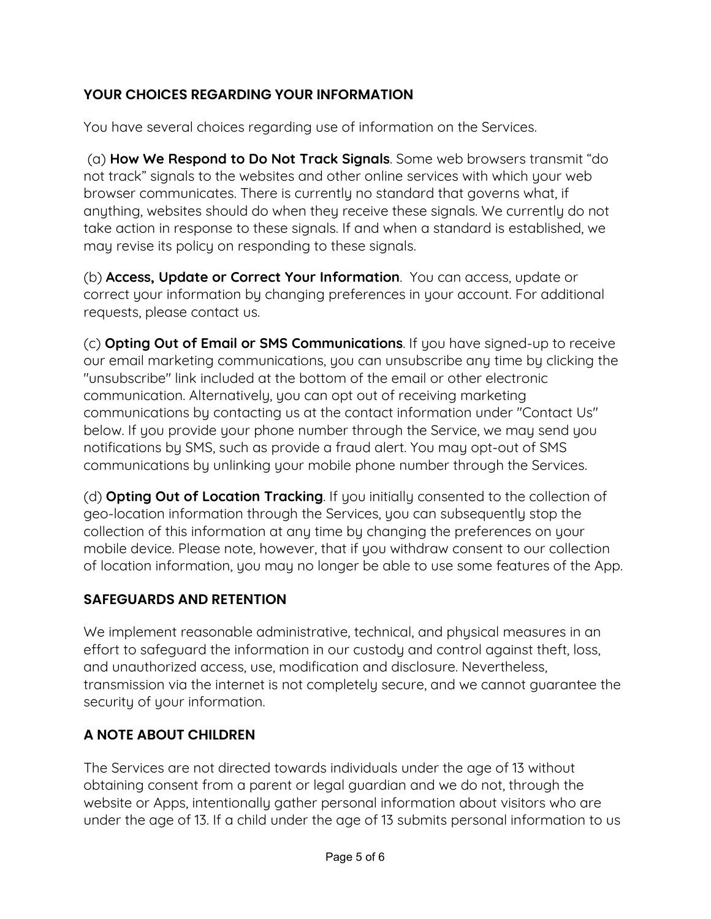## YOUR CHOICES REGARDING YOUR INFORMATION

You have several choices regarding use of information on the Services.

(a) **How We Respond to Do Not Track Signals**. Some web browsers transmit "do not track" signals to the websites and other online services with which your web browser communicates. There is currently no standard that governs what, if anything, websites should do when they receive these signals. We currently do not take action in response to these signals. If and when a standard is established, we may revise its policy on responding to these signals.

(b) **Access, Update or Correct Your Information**. You can access, update or correct your information by changing preferences in your account. For additional requests, please contact us.

(c) **Opting Out of Email or SMS Communications**. If you have signed-up to receive our email marketing communications, you can unsubscribe any time by clicking the "unsubscribe" link included at the bottom of the email or other electronic communication. Alternatively, you can opt out of receiving marketing communications by contacting us at the contact information under "Contact Us" below. If you provide your phone number through the Service, we may send you notifications by SMS, such as provide a fraud alert. You may opt-out of SMS communications by unlinking your mobile phone number through the Services.

(d) **Opting Out of Location Tracking**. If you initially consented to the collection of geo-location information through the Services, you can subsequently stop the collection of this information at any time by changing the preferences on your mobile device. Please note, however, that if you withdraw consent to our collection of location information, you may no longer be able to use some features of the App.

## SAFEGUARDS AND RETENTION

We implement reasonable administrative, technical, and physical measures in an effort to safeguard the information in our custody and control against theft, loss, and unauthorized access, use, modification and disclosure. Nevertheless, transmission via the internet is not completely secure, and we cannot guarantee the security of your information.

## A NOTE ABOUT CHILDREN

The Services are not directed towards individuals under the age of 13 without obtaining consent from a parent or legal guardian and we do not, through the website or Apps, intentionally gather personal information about visitors who are under the age of 13. If a child under the age of 13 submits personal information to us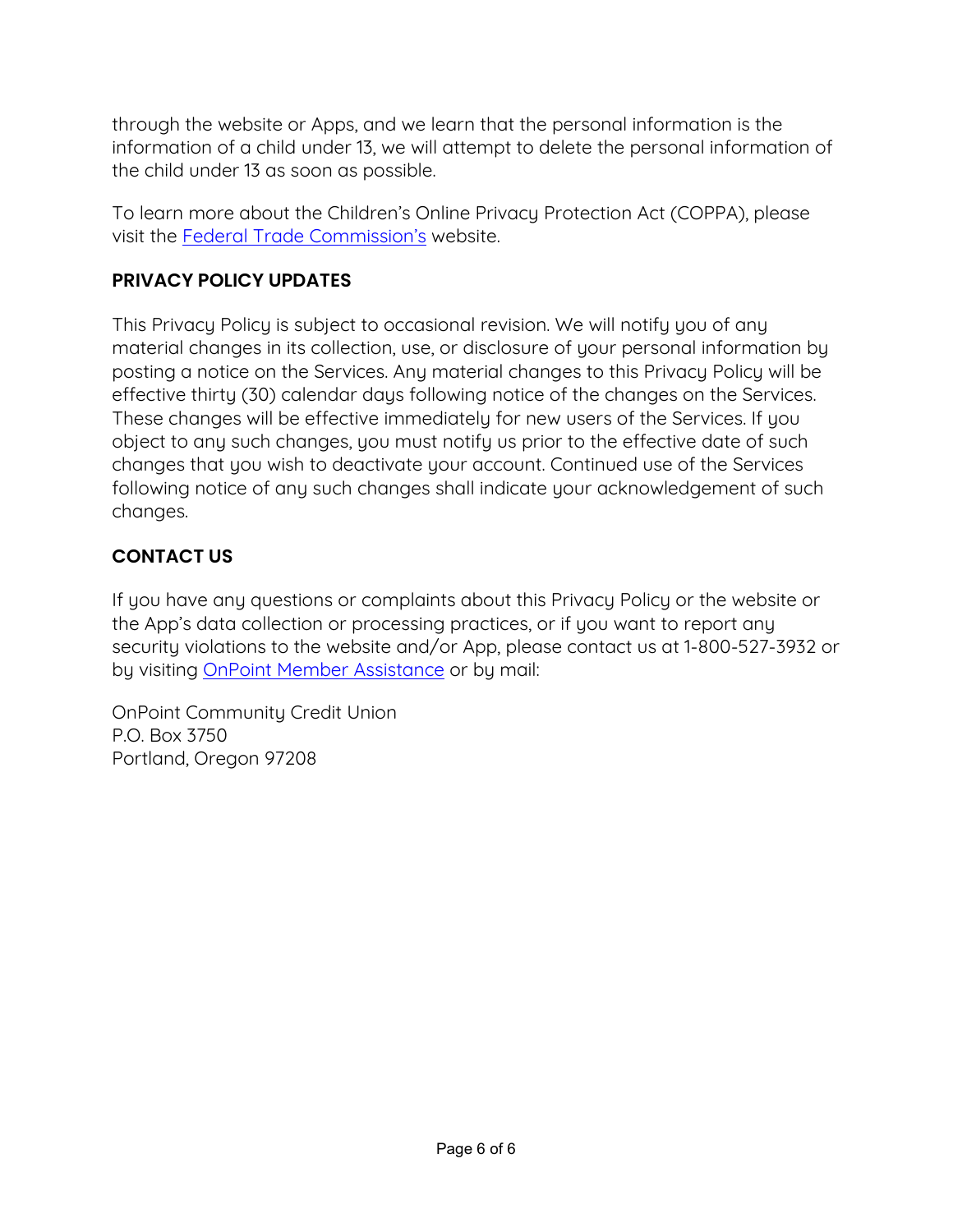through the website or Apps, and we learn that the personal information is the information of a child under 13, we will attempt to delete the personal information of the child under 13 as soon as possible.

To learn more about the Children's Online Privacy Protection Act (COPPA), please visit the Federal Trade Commission's website.

## PRIVACY POLICY UPDATES

This Privacy Policy is subject to occasional revision. We will notify you of any material changes in its collection, use, or disclosure of your personal information by posting a notice on the Services. Any material changes to this Privacy Policy will be effective thirty (30) calendar days following notice of the changes on the Services. These changes will be effective immediately for new users of the Services. If you object to any such changes, you must notify us prior to the effective date of such changes that you wish to deactivate your account. Continued use of the Services following notice of any such changes shall indicate your acknowledgement of such changes.

## CONTACT US

If you have any questions or complaints about this Privacy Policy or the website or the App's data collection or processing practices, or if you want to report any security violations to the website and/or App, please contact us at 1-800-527-3932 or by visiting OnPoint Member Assistance or by mail:

OnPoint Community Credit Union
P.O. Box 3750
Portland, Oregon 97208